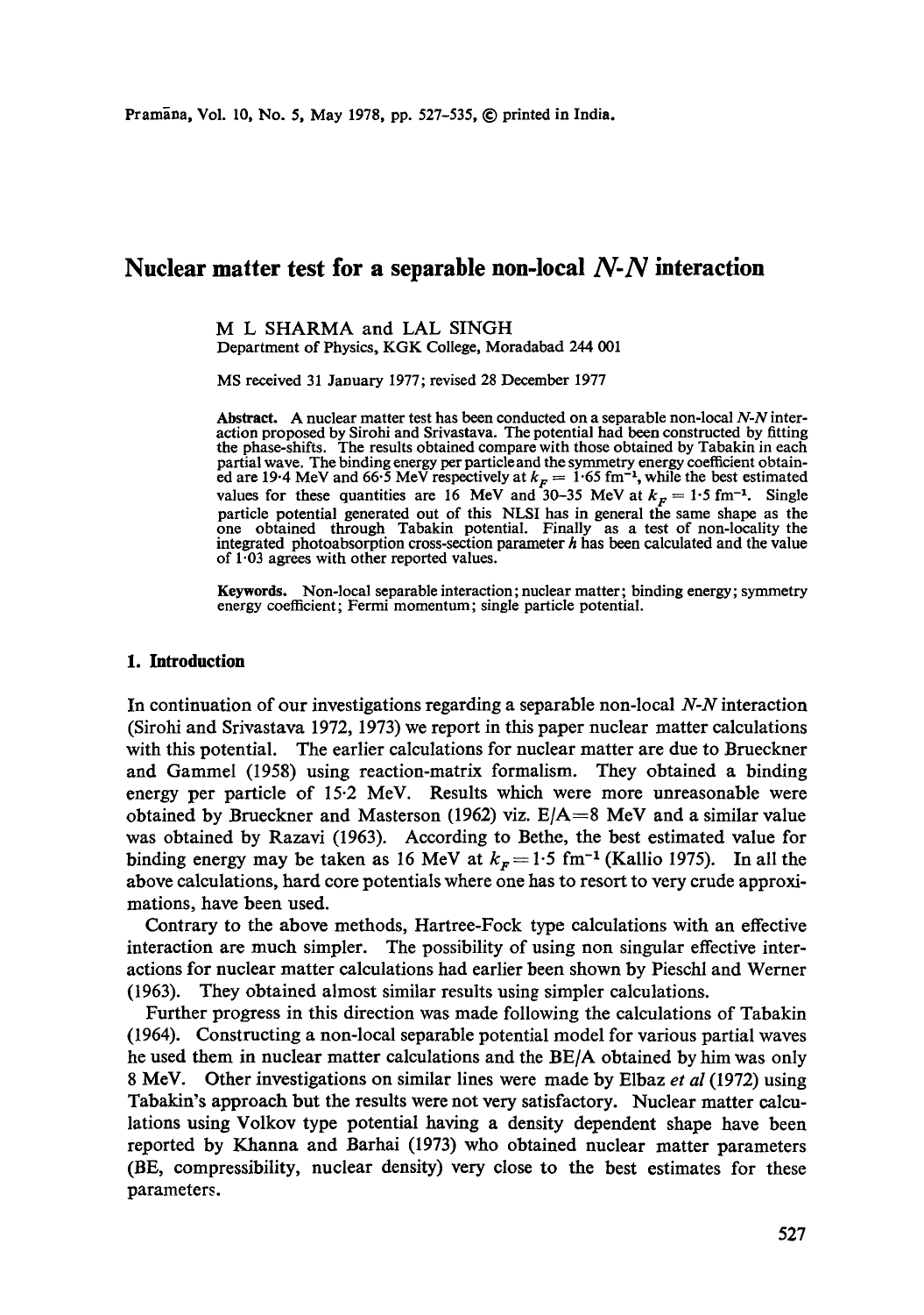# Nuclear matter test for a separable non-local $N$-$N$ interaction

M L SHARMA and LAL SINGH
Department of Physics, KGK College, Moradabad 244 001

MS received 31 January 1977; revised 28 December 1977

**Abstract.** A nuclear matter test has been conducted on a separable non-local $N$-$N$ interaction proposed by Sirohi and Srivastava. The potential had been constructed by fitting the phase-shifts. The results obtained compare with those obtained by Tabakin in each partial wave. The binding energy per particle and the symmetry energy coefficient obtained are 19·4 MeV and 66·5 MeV respectively at $k_F = 1{\cdot}65$ fm$^{-1}$, while the best estimated values for these quantities are 16 MeV and 30–35 MeV at $k_F = 1{\cdot}5$ fm$^{-1}$. Single particle potential generated out of this NLSI has in general the same shape as the one obtained through Tabakin potential. Finally as a test of non-locality the integrated photoabsorption cross-section parameter $h$ has been calculated and the value of 1·03 agrees with other reported values.

**Keywords.** Non-local separable interaction; nuclear matter; binding energy; symmetry energy coefficient; Fermi momentum; single particle potential.

## 1. Introduction

In continuation of our investigations regarding a separable non-local $N$-$N$ interaction (Sirohi and Srivastava 1972, 1973) we report in this paper nuclear matter calculations with this potential. The earlier calculations for nuclear matter are due to Brueckner and Gammel (1958) using reaction-matrix formalism. They obtained a binding energy per particle of 15·2 MeV. Results which were more unreasonable were obtained by Brueckner and Masterson (1962) viz. E/A=8 MeV and a similar value was obtained by Razavi (1963). According to Bethe, the best estimated value for binding energy may be taken as 16 MeV at $k_F = 1{\cdot}5$ fm$^{-1}$ (Kallio 1975). In all the above calculations, hard core potentials where one has to resort to very crude approximations, have been used.

Contrary to the above methods, Hartree-Fock type calculations with an effective interaction are much simpler. The possibility of using non singular effective interactions for nuclear matter calculations had earlier been shown by Pieschl and Werner (1963). They obtained almost similar results using simpler calculations.

Further progress in this direction was made following the calculations of Tabakin (1964). Constructing a non-local separable potential model for various partial waves he used them in nuclear matter calculations and the BE/A obtained by him was only 8 MeV. Other investigations on similar lines were made by Elbaz *et al* (1972) using Tabakin's approach but the results were not very satisfactory. Nuclear matter calculations using Volkov type potential having a density dependent shape have been reported by Khanna and Barhai (1973) who obtained nuclear matter parameters (BE, compressibility, nuclear density) very close to the best estimates for these parameters.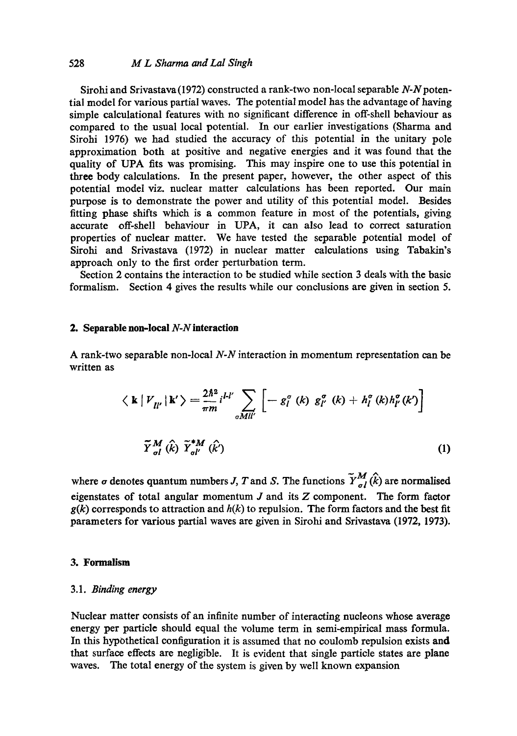Sirohi and Srivastava (1972) constructed a rank-two non-local separable $N$-$N$ potential model for various partial waves. The potential model has the advantage of having simple calculational features with no significant difference in off-shell behaviour as compared to the usual local potential. In our earlier investigations (Sharma and Sirohi 1976) we had studied the accuracy of this potential in the unitary pole approximation both at positive and negative energies and it was found that the quality of UPA fits was promising. This may inspire one to use this potential in three body calculations. In the present paper, however, the other aspect of this potential model viz. nuclear matter calculations has been reported. Our main purpose is to demonstrate the power and utility of this potential model. Besides fitting phase shifts which is a common feature in most of the potentials, giving accurate off-shell behaviour in UPA, it can also lead to correct saturation properties of nuclear matter. We have tested the separable potential model of Sirohi and Srivastava (1972) in nuclear matter calculations using Tabakin's approach only to the first order perturbation term.

Section 2 contains the interaction to be studied while section 3 deals with the basic formalism. Section 4 gives the results while our conclusions are given in section 5.

## 2. Separable non-local $N$-$N$ interaction

A rank-two separable non-local $N$-$N$ interaction in momentum representation can be written as

$$\langle \mathbf{k} \,|\, V_{ll'} \,|\, \mathbf{k}' \rangle = \frac{2\hbar^2}{\pi m} i^{l-l'} \sum_{\sigma M l l'} \left[ - g_l^\sigma (k)\, g_{l'}^\sigma (k) + h_l^\sigma (k) h_{l'}^\sigma (k') \right]$$

$$\tilde{Y}_{\sigma l}^{M} (\hat{k})\, \tilde{Y}_{\sigma l'}^{*M} (\hat{k}') \tag{1}$$

where $\sigma$ denotes quantum numbers $J$, $T$ and $S$. The functions $\tilde{Y}_{\sigma l}^{M} (\hat{k})$ are normalised eigenstates of total angular momentum $J$ and its $Z$ component. The form factor $g(k)$ corresponds to attraction and $h(k)$ to repulsion. The form factors and the best fit parameters for various partial waves are given in Sirohi and Srivastava (1972, 1973).

## 3. Formalism

### 3.1. *Binding energy*

Nuclear matter consists of an infinite number of interacting nucleons whose average energy per particle should equal the volume term in semi-empirical mass formula. In this hypothetical configuration it is assumed that no coulomb repulsion exists and that surface effects are negligible. It is evident that single particle states are plane waves. The total energy of the system is given by well known expansion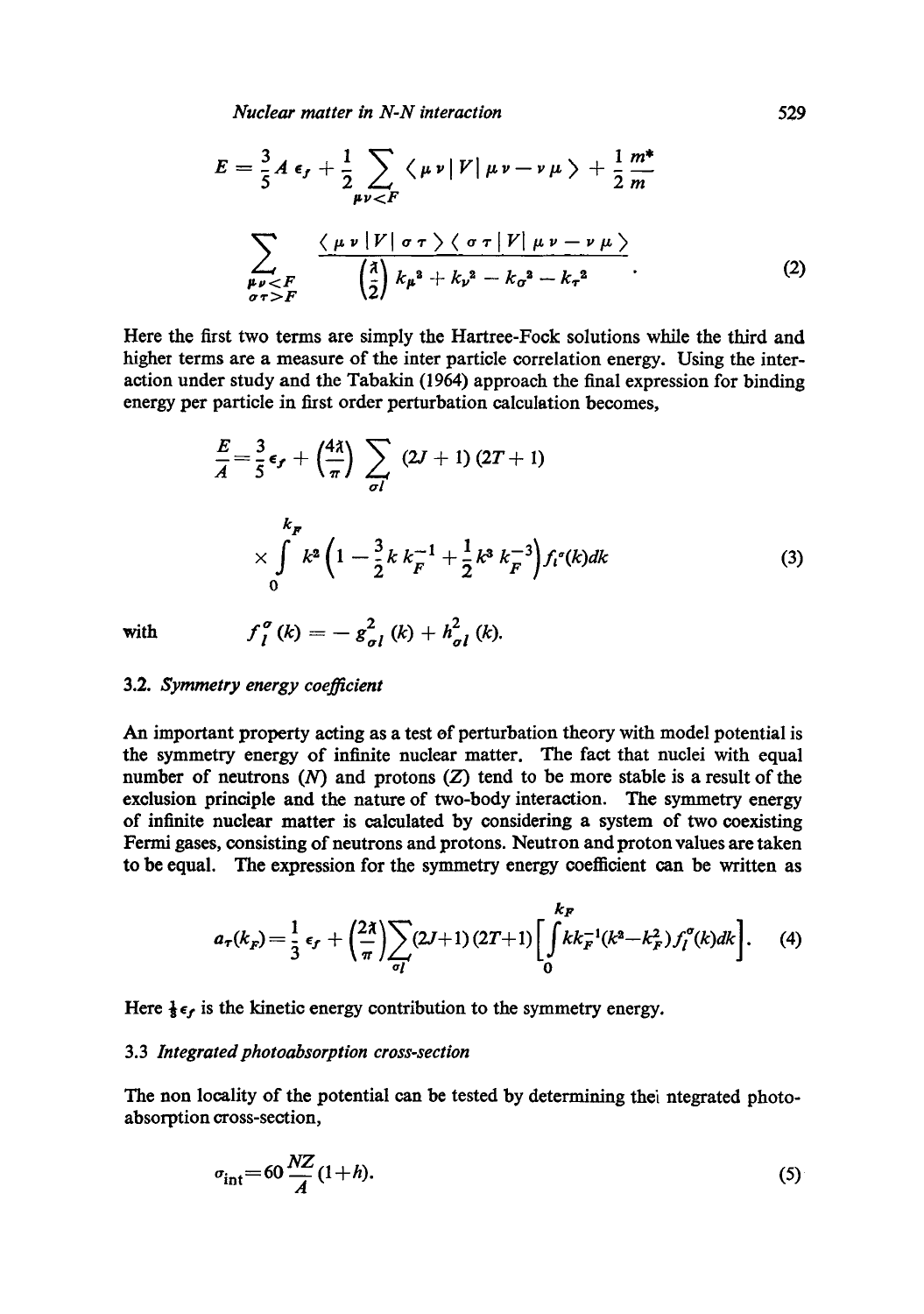$$E = \frac{3}{5} A \, \epsilon_f + \frac{1}{2} \sum_{\mu\nu<F} \langle \mu\nu | V | \mu\nu - \nu\mu \rangle + \frac{1}{2} \frac{m^*}{m}$$

$$\sum_{\substack{\mu\nu<F \\ \sigma\tau>F}} \frac{\langle \mu\nu | V | \sigma\tau \rangle \langle \sigma\tau | V | \mu\nu - \nu\mu \rangle}{\left(\frac{\lambda}{2}\right) k_\mu^2 + k_\nu^2 - k_\sigma^2 - k_\tau^2}. \tag{2}$$

Here the first two terms are simply the Hartree-Fock solutions while the third and higher terms are a measure of the inter particle correlation energy. Using the interaction under study and the Tabakin (1964) approach the final expression for binding energy per particle in first order perturbation calculation becomes,

$$\frac{E}{A} = \frac{3}{5} \epsilon_f + \left(\frac{4\lambda}{\pi}\right) \sum_{\sigma l} (2J+1)(2T+1)$$

$$\times \int_0^{k_F} k^2 \left(1 - \frac{3}{2} k \, k_F^{-1} + \frac{1}{2} k^3 \, k_F^{-3}\right) f_l^\sigma(k) dk \tag{3}$$

with $\quad f_l^\sigma(k) = -g_{\sigma l}^2(k) + h_{\sigma l}^2(k).$

### 3.2. *Symmetry energy coefficient*

An important property acting as a test of perturbation theory with model potential is the symmetry energy of infinite nuclear matter. The fact that nuclei with equal number of neutrons ($N$) and protons ($Z$) tend to be more stable is a result of the exclusion principle and the nature of two-body interaction. The symmetry energy of infinite nuclear matter is calculated by considering a system of two coexisting Fermi gases, consisting of neutrons and protons. Neutron and proton values are taken to be equal. The expression for the symmetry energy coefficient can be written as

$$a_T(k_F) = \frac{1}{3} \epsilon_f + \left(\frac{2\lambda}{\pi}\right) \sum_{\sigma l} (2J+1)(2T+1) \left[ \int_0^{k_F} k k_F^{-1} (k^2 - k_F^2) f_l^\sigma(k) dk \right]. \tag{4}$$

Here $\frac{1}{3}\epsilon_f$ is the kinetic energy contribution to the symmetry energy.

### 3.3 *Integrated photoabsorption cross-section*

The non locality of the potential can be tested by determining thei ntegrated photoabsorption cross-section,

$$\sigma_{\text{int}} = 60 \frac{NZ}{A} (1+h). \tag{5}$$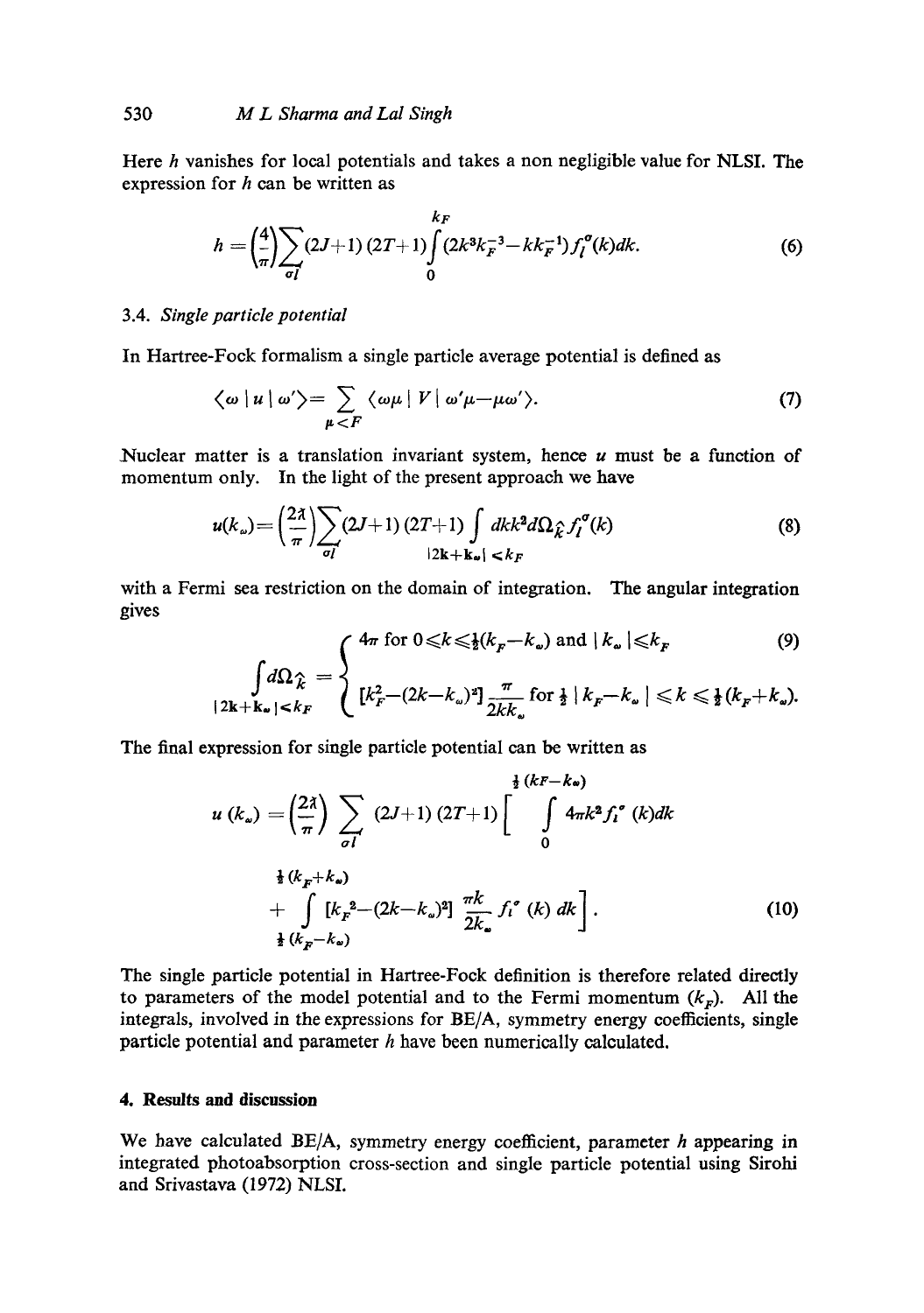Here $h$ vanishes for local potentials and takes a non negligible value for NLSI. The expression for $h$ can be written as

$$h = \left(\frac{4}{\pi}\right)\sum_{\sigma l}(2J+1)(2T+1)\int_{0}^{k_F}(2k^3k_F^{-3} - kk_F^{-1})f_l^{\sigma}(k)dk. \tag{6}$$

### 3.4. *Single particle potential*

In Hartree-Fock formalism a single particle average potential is defined as

$$\langle \omega \mid u \mid \omega' \rangle = \sum_{\mu < F} \langle \omega\mu \mid V \mid \omega'\mu - \mu\omega' \rangle. \tag{7}$$

Nuclear matter is a translation invariant system, hence $u$ must be a function of momentum only. In the light of the present approach we have

$$u(k_\omega) = \left(\frac{2\lambda}{\pi}\right)\sum_{\sigma l}(2J+1)(2T+1)\int_{|2\mathbf{k}+\mathbf{k}_\omega| < k_F} dk k^2 d\Omega_{\hat{k}} f_l^{\sigma}(k) \tag{8}$$

with a Fermi sea restriction on the domain of integration. The angular integration gives

$$\int_{|2\mathbf{k}+\mathbf{k}_\omega| < k_F} d\Omega_{\hat{k}} = \begin{cases} 4\pi \text{ for } 0 \leqslant k \leqslant \frac{1}{2}(k_F - k_\omega) \text{ and } |k_\omega| \leqslant k_F \\ [k_F^2 - (2k - k_\omega)^2]\dfrac{\pi}{2kk_\omega} \text{ for } \frac{1}{2}|k_F - k_\omega| \leqslant k \leqslant \frac{1}{2}(k_F + k_\omega). \end{cases} \tag{9}$$

The final expression for single particle potential can be written as

$$u(k_\omega) = \left(\frac{2\lambda}{\pi}\right)\sum_{\sigma l}(2J+1)(2T+1)\left[\int_{0}^{\frac{1}{2}(k_F - k_\omega)} 4\pi k^2 f_l^{\sigma}(k)dk + \int_{\frac{1}{2}(k_F - k_\omega)}^{\frac{1}{2}(k_F + k_\omega)} [k_F^2 - (2k - k_\omega)^2]\frac{\pi k}{2k_\omega} f_l^{\sigma}(k)\, dk\right]. \tag{10}$$

The single particle potential in Hartree-Fock definition is therefore related directly to parameters of the model potential and to the Fermi momentum ($k_F$). All the integrals, involved in the expressions for BE/A, symmetry energy coefficients, single particle potential and parameter $h$ have been numerically calculated.

## 4. Results and discussion

We have calculated BE/A, symmetry energy coefficient, parameter $h$ appearing in integrated photoabsorption cross-section and single particle potential using Sirohi and Srivastava (1972) NLSI.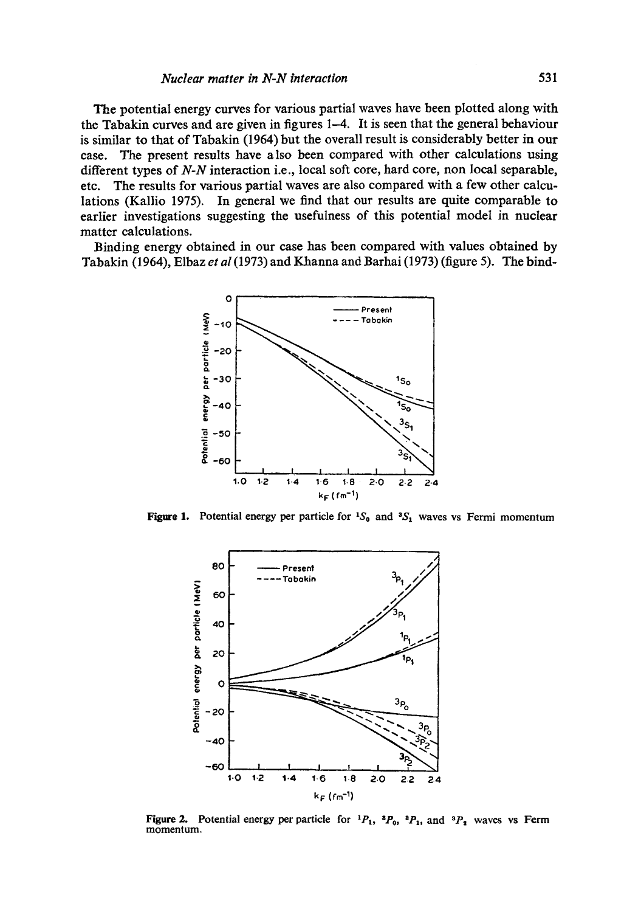The potential energy curves for various partial waves have been plotted along with the Tabakin curves and are given in figures 1–4. It is seen that the general behaviour is similar to that of Tabakin (1964) but the overall result is considerably better in our case. The present results have also been compared with other calculations using different types of *N-N* interaction i.e., local soft core, hard core, non local separable, etc. The results for various partial waves are also compared with a few other calculations (Kallio 1975). In general we find that our results are quite comparable to earlier investigations suggesting the usefulness of this potential model in nuclear matter calculations.

Binding energy obtained in our case has been compared with values obtained by Tabakin (1964), Elbaz *et al* (1973) and Khanna and Barhai (1973) (figure 5). The bind-

**Figure 1.** Potential energy per particle for $^1S_0$ and $^3S_1$ waves vs Fermi momentum

**Figure 2.** Potential energy per particle for $^1P_1$, $^3P_0$, $^3P_1$, and $^3P_2$ waves vs Ferm momentum.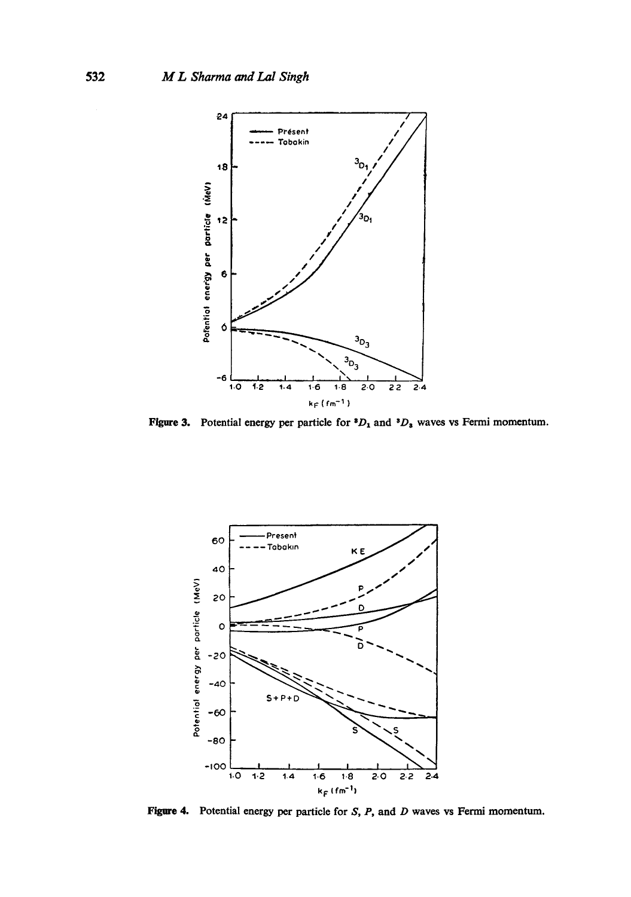Figure 3. Potential energy per particle for $^3D_1$ and $^3D_3$ waves vs Fermi momentum.

Figure 4. Potential energy per particle for $S$, $P$, and $D$ waves vs Fermi momentum.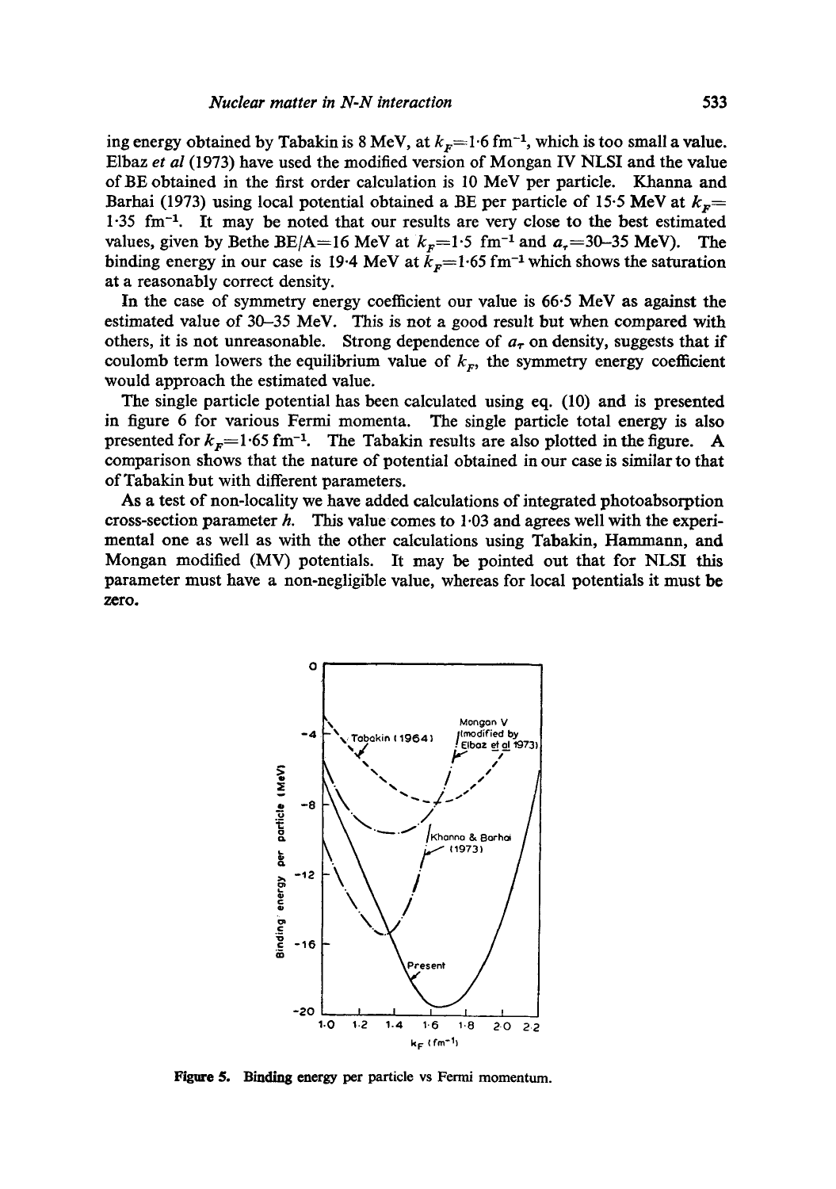ing energy obtained by Tabakin is 8 MeV, at $k_F=1{\cdot}6$ fm$^{-1}$, which is too small a value. Elbaz *et al* (1973) have used the modified version of Mongan IV NLSI and the value of BE obtained in the first order calculation is 10 MeV per particle. Khanna and Barhai (1973) using local potential obtained a BE per particle of 15·5 MeV at $k_F=1{\cdot}35$ fm$^{-1}$. It may be noted that our results are very close to the best estimated values, given by Bethe BE/A=16 MeV at $k_F=1{\cdot}5$ fm$^{-1}$ and $a_\tau$=30–35 MeV). The binding energy in our case is 19·4 MeV at $k_F=1{\cdot}65$ fm$^{-1}$ which shows the saturation at a reasonably correct density.

In the case of symmetry energy coefficient our value is 66·5 MeV as against the estimated value of 30–35 MeV. This is not a good result but when compared with others, it is not unreasonable. Strong dependence of $a_\tau$ on density, suggests that if coulomb term lowers the equilibrium value of $k_F$, the symmetry energy coefficient would approach the estimated value.

The single particle potential has been calculated using eq. (10) and is presented in figure 6 for various Fermi momenta. The single particle total energy is also presented for $k_F=1{\cdot}65$ fm$^{-1}$. The Tabakin results are also plotted in the figure. A comparison shows that the nature of potential obtained in our case is similar to that of Tabakin but with different parameters.

As a test of non-locality we have added calculations of integrated photoabsorption cross-section parameter $h$. This value comes to 1·03 and agrees well with the experimental one as well as with the other calculations using Tabakin, Hammann, and Mongan modified (MV) potentials. It may be pointed out that for NLSI this parameter must have a non-negligible value, whereas for local potentials it must be zero.

**Figure 5.** Binding energy per particle vs Fermi momentum.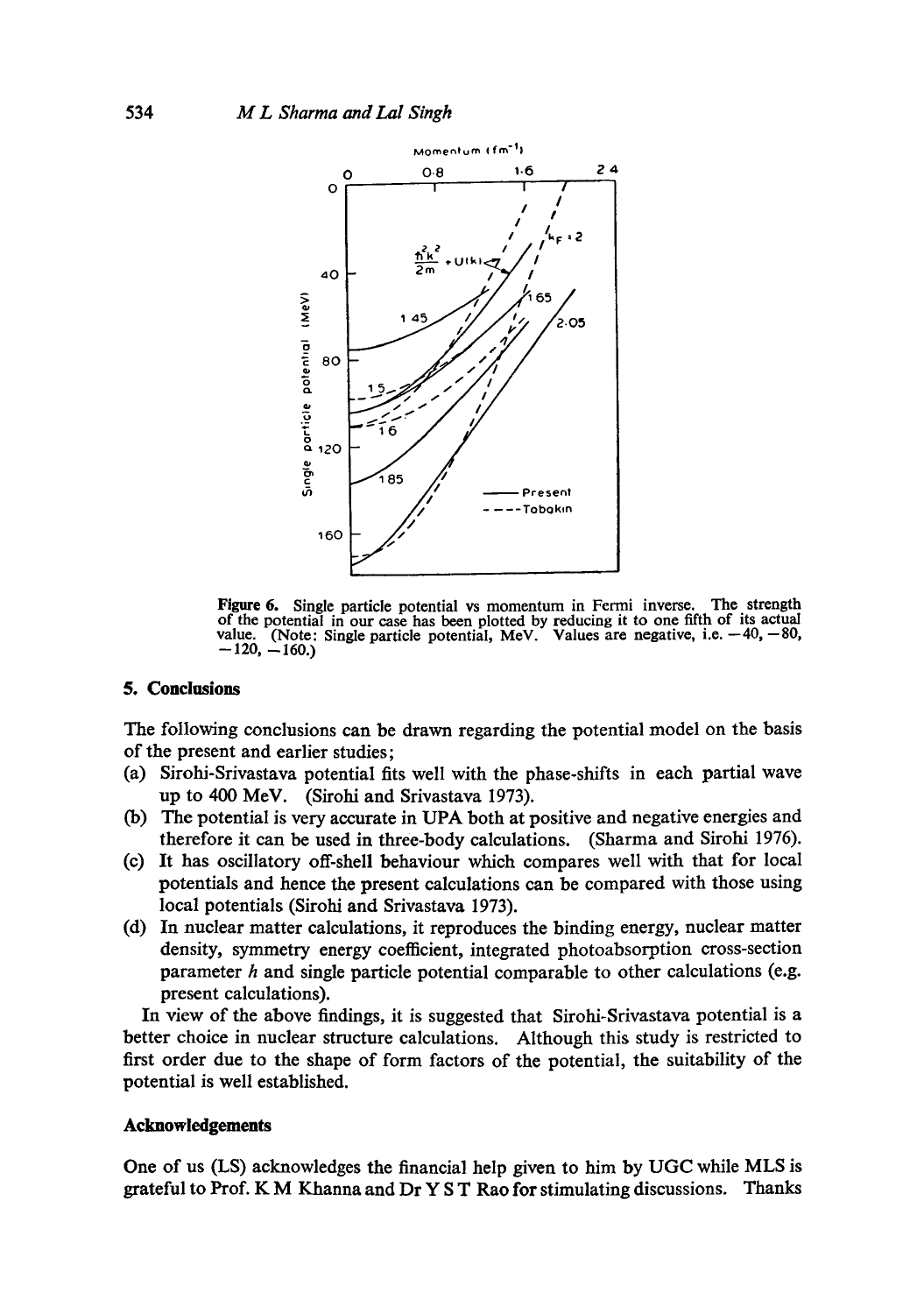Figure 6. Single particle potential vs momentum in Fermi inverse. The strength of the potential in our case has been plotted by reducing it to one fifth of its actual value. (Note: Single particle potential, MeV. Values are negative, i.e. −40, −80, −120, −160.)

## 5. Conclusions

The following conclusions can be drawn regarding the potential model on the basis of the present and earlier studies;

(a) Sirohi-Srivastava potential fits well with the phase-shifts in each partial wave up to 400 MeV. (Sirohi and Srivastava 1973).

(b) The potential is very accurate in UPA both at positive and negative energies and therefore it can be used in three-body calculations. (Sharma and Sirohi 1976).

(c) It has oscillatory off-shell behaviour which compares well with that for local potentials and hence the present calculations can be compared with those using local potentials (Sirohi and Srivastava 1973).

(d) In nuclear matter calculations, it reproduces the binding energy, nuclear matter density, symmetry energy coefficient, integrated photoabsorption cross-section parameter $h$ and single particle potential comparable to other calculations (e.g. present calculations).

In view of the above findings, it is suggested that Sirohi-Srivastava potential is a better choice in nuclear structure calculations. Although this study is restricted to first order due to the shape of form factors of the potential, the suitability of the potential is well established.

## Acknowledgements

One of us (LS) acknowledges the financial help given to him by UGC while MLS is grateful to Prof. K M Khanna and Dr Y S T Rao for stimulating discussions. Thanks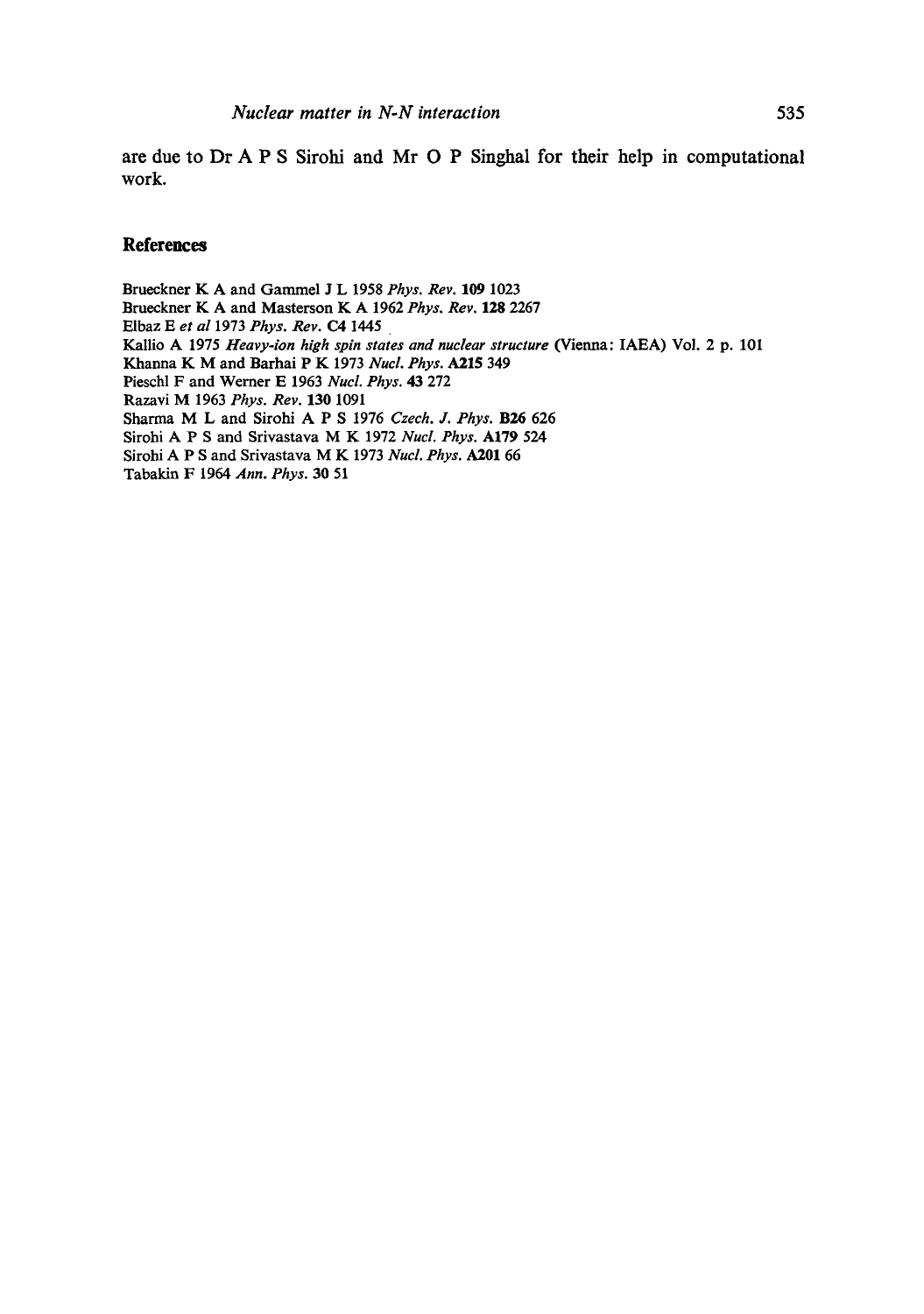are due to Dr A P S Sirohi and Mr O P Singhal for their help in computational work.

## References

Brueckner K A and Gammel J L 1958 *Phys. Rev.* **109** 1023

Brueckner K A and Masterson K A 1962 *Phys. Rev.* **128** 2267

Elbaz E *et al* 1973 *Phys. Rev.* **C4** 1445

Kallio A 1975 *Heavy-ion high spin states and nuclear structure* (Vienna: IAEA) Vol. 2 p. 101

Khanna K M and Barhai P K 1973 *Nucl. Phys.* **A215** 349

Pieschl F and Werner E 1963 *Nucl. Phys.* **43** 272

Razavi M 1963 *Phys. Rev.* **130** 1091

Sharma M L and Sirohi A P S 1976 *Czech. J. Phys.* **B26** 626

Sirohi A P S and Srivastava M K 1972 *Nucl. Phys.* **A179** 524

Sirohi A P S and Srivastava M K 1973 *Nucl. Phys.* **A201** 66

Tabakin F 1964 *Ann. Phys.* **30** 51